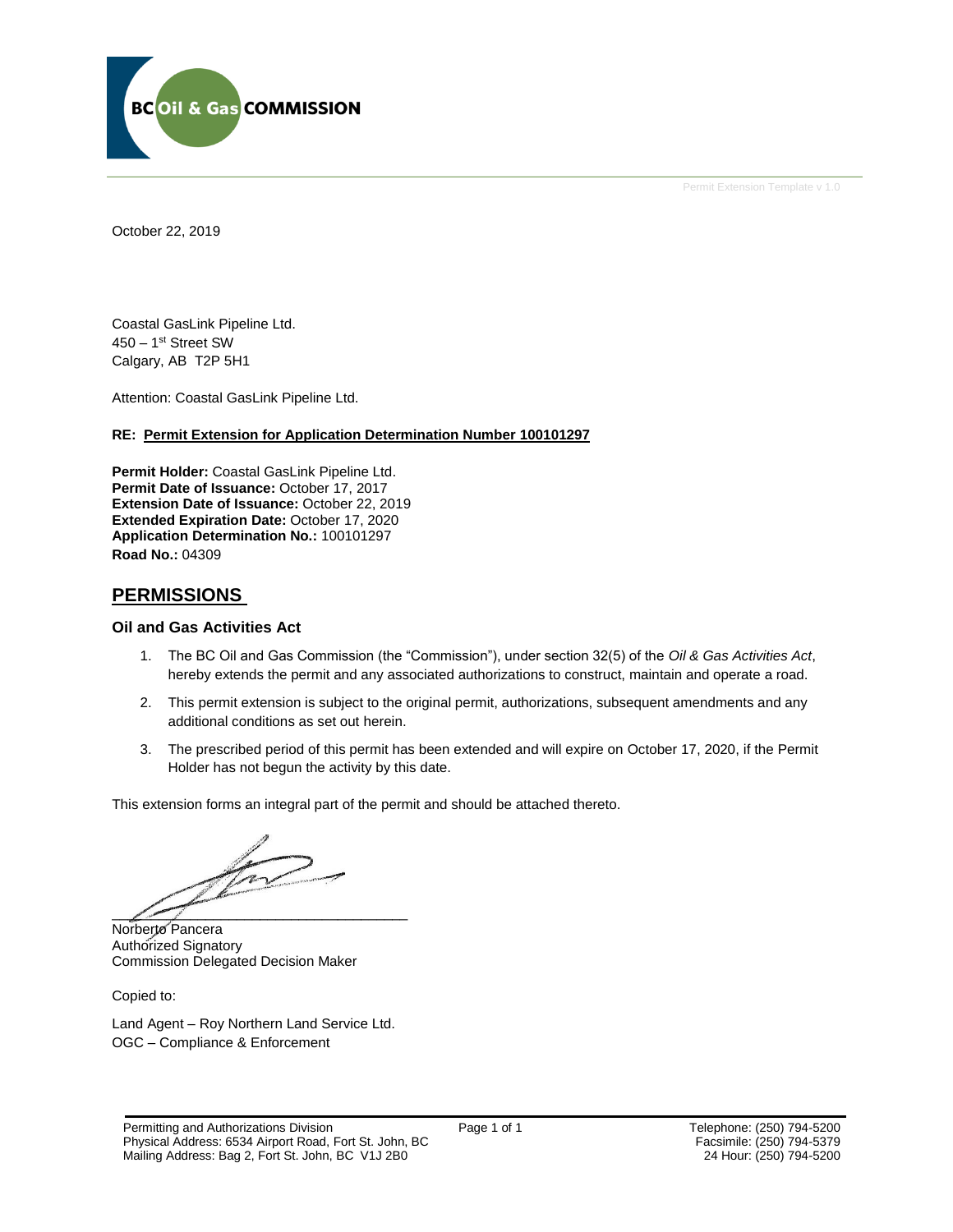BC Oil & Gas COMMISSION

Permit Extension Template v 1.0

October 22, 2019

Coastal GasLink Pipeline Ltd.
450 – 1st Street SW
Calgary, AB T2P 5H1

Attention: Coastal GasLink Pipeline Ltd.

**RE: Permit Extension for Application Determination Number 100101297**

**Permit Holder:** Coastal GasLink Pipeline Ltd.
**Permit Date of Issuance:** October 17, 2017
**Extension Date of Issuance:** October 22, 2019
**Extended Expiration Date:** October 17, 2020
**Application Determination No.:** 100101297
**Road No.:** 04309

## PERMISSIONS

### Oil and Gas Activities Act

1. The BC Oil and Gas Commission (the "Commission"), under section 32(5) of the *Oil & Gas Activities Act*, hereby extends the permit and any associated authorizations to construct, maintain and operate a road.
2. This permit extension is subject to the original permit, authorizations, subsequent amendments and any additional conditions as set out herein.
3. The prescribed period of this permit has been extended and will expire on October 17, 2020, if the Permit Holder has not begun the activity by this date.

This extension forms an integral part of the permit and should be attached thereto.

Norberto Pancera
Authorized Signatory
Commission Delegated Decision Maker

Copied to:

Land Agent – Roy Northern Land Service Ltd.
OGC – Compliance & Enforcement

Permitting and Authorizations Division
Physical Address: 6534 Airport Road, Fort St. John, BC
Mailing Address: Bag 2, Fort St. John, BC V1J 2B0

Telephone: (250) 794-5200
Facsimile: (250) 794-5379
24 Hour: (250) 794-5200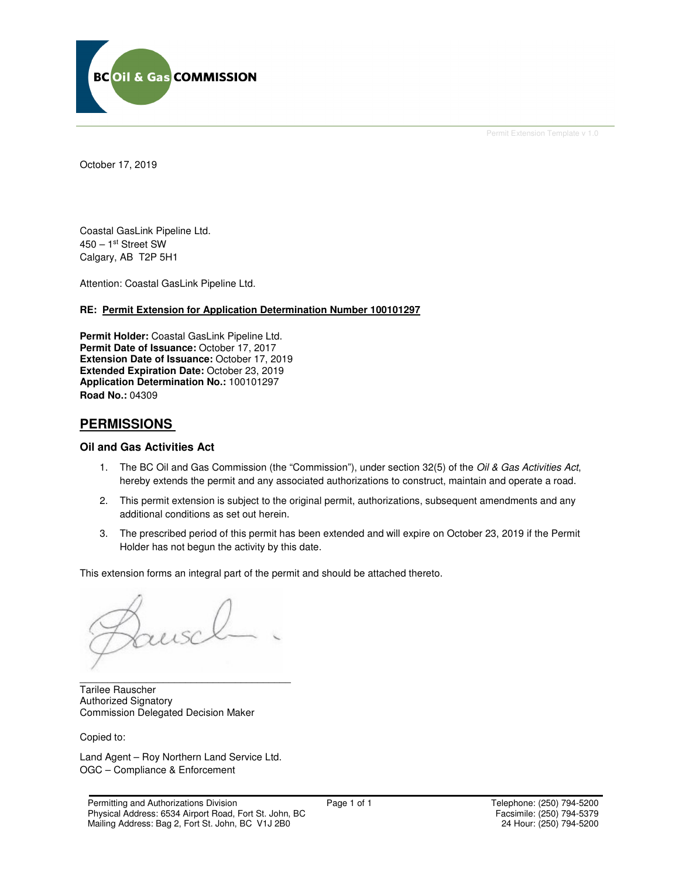BC Oil & Gas COMMISSION

Permit Extension Template v 1.0

October 17, 2019

Coastal GasLink Pipeline Ltd.
450 – 1st Street SW
Calgary, AB T2P 5H1

Attention: Coastal GasLink Pipeline Ltd.

**RE: Permit Extension for Application Determination Number 100101297**

**Permit Holder:** Coastal GasLink Pipeline Ltd.
**Permit Date of Issuance:** October 17, 2017
**Extension Date of Issuance:** October 17, 2019
**Extended Expiration Date:** October 23, 2019
**Application Determination No.:** 100101297
**Road No.:** 04309

## PERMISSIONS

### Oil and Gas Activities Act

1. The BC Oil and Gas Commission (the "Commission"), under section 32(5) of the *Oil & Gas Activities Act*, hereby extends the permit and any associated authorizations to construct, maintain and operate a road.
2. This permit extension is subject to the original permit, authorizations, subsequent amendments and any additional conditions as set out herein.
3. The prescribed period of this permit has been extended and will expire on October 23, 2019 if the Permit Holder has not begun the activity by this date.

This extension forms an integral part of the permit and should be attached thereto.

Tarilee Rauscher
Authorized Signatory
Commission Delegated Decision Maker

Copied to:

Land Agent – Roy Northern Land Service Ltd.
OGC – Compliance & Enforcement

Permitting and Authorizations Division
Physical Address: 6534 Airport Road, Fort St. John, BC
Mailing Address: Bag 2, Fort St. John, BC V1J 2B0

Telephone: (250) 794-5200
Facsimile: (250) 794-5379
24 Hour: (250) 794-5200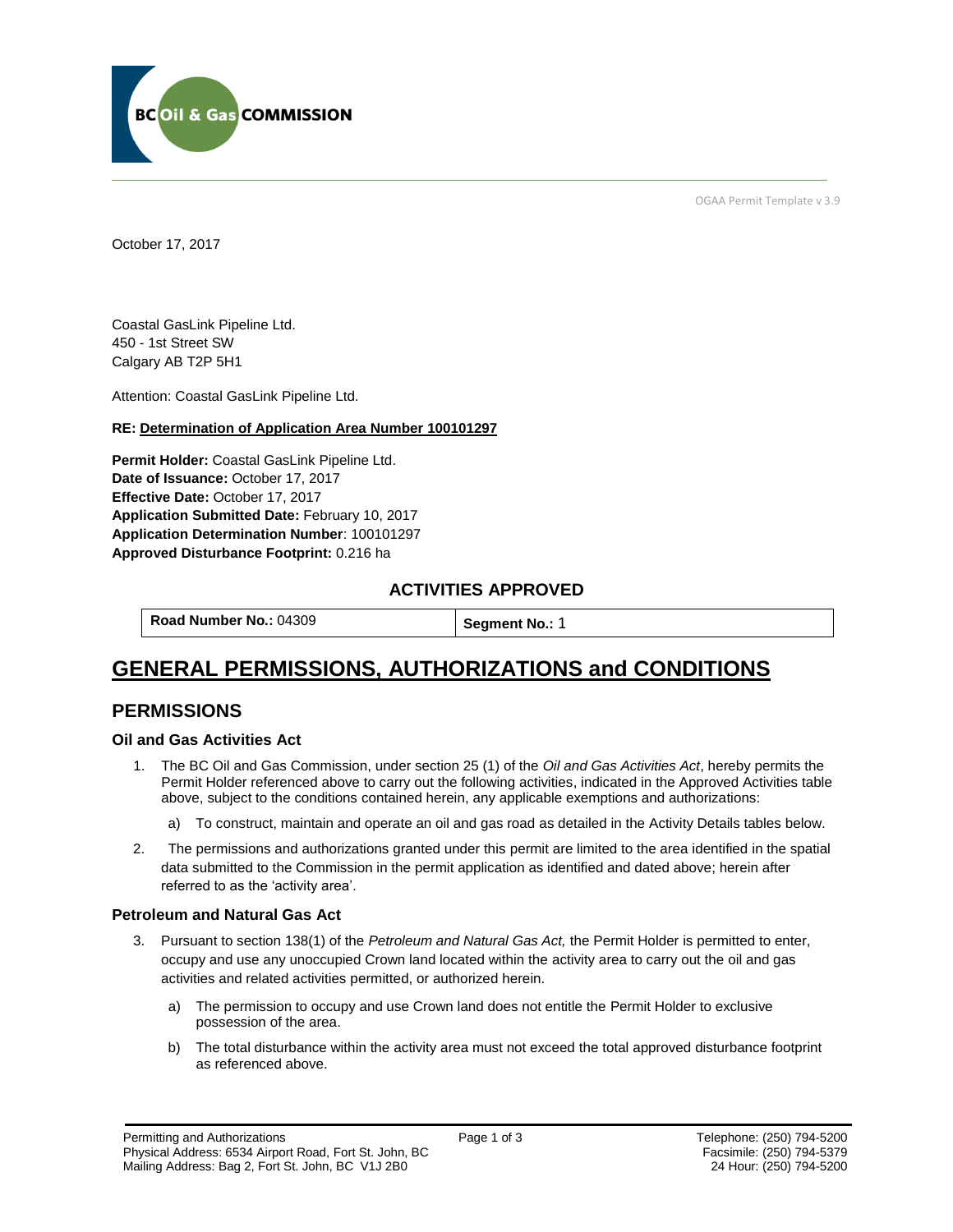OGAA Permit Template v 3.9

October 17, 2017

Coastal GasLink Pipeline Ltd.
450 - 1st Street SW
Calgary AB T2P 5H1

Attention: Coastal GasLink Pipeline Ltd.

**RE: Determination of Application Area Number 100101297**

**Permit Holder:** Coastal GasLink Pipeline Ltd.
**Date of Issuance:** October 17, 2017
**Effective Date:** October 17, 2017
**Application Submitted Date:** February 10, 2017
**Application Determination Number**: 100101297
**Approved Disturbance Footprint:** 0.216 ha

## ACTIVITIES APPROVED

| | |
|---|---|
| **Road Number No.:** 04309 | **Segment No.:** 1 |

# GENERAL PERMISSIONS, AUTHORIZATIONS and CONDITIONS

## PERMISSIONS

### Oil and Gas Activities Act

1. The BC Oil and Gas Commission, under section 25 (1) of the *Oil and Gas Activities Act*, hereby permits the Permit Holder referenced above to carry out the following activities, indicated in the Approved Activities table above, subject to the conditions contained herein, any applicable exemptions and authorizations:

   a) To construct, maintain and operate an oil and gas road as detailed in the Activity Details tables below.

2. The permissions and authorizations granted under this permit are limited to the area identified in the spatial data submitted to the Commission in the permit application as identified and dated above; herein after referred to as the 'activity area'.

### Petroleum and Natural Gas Act

3. Pursuant to section 138(1) of the *Petroleum and Natural Gas Act,* the Permit Holder is permitted to enter, occupy and use any unoccupied Crown land located within the activity area to carry out the oil and gas activities and related activities permitted, or authorized herein.

   a) The permission to occupy and use Crown land does not entitle the Permit Holder to exclusive possession of the area.

   b) The total disturbance within the activity area must not exceed the total approved disturbance footprint as referenced above.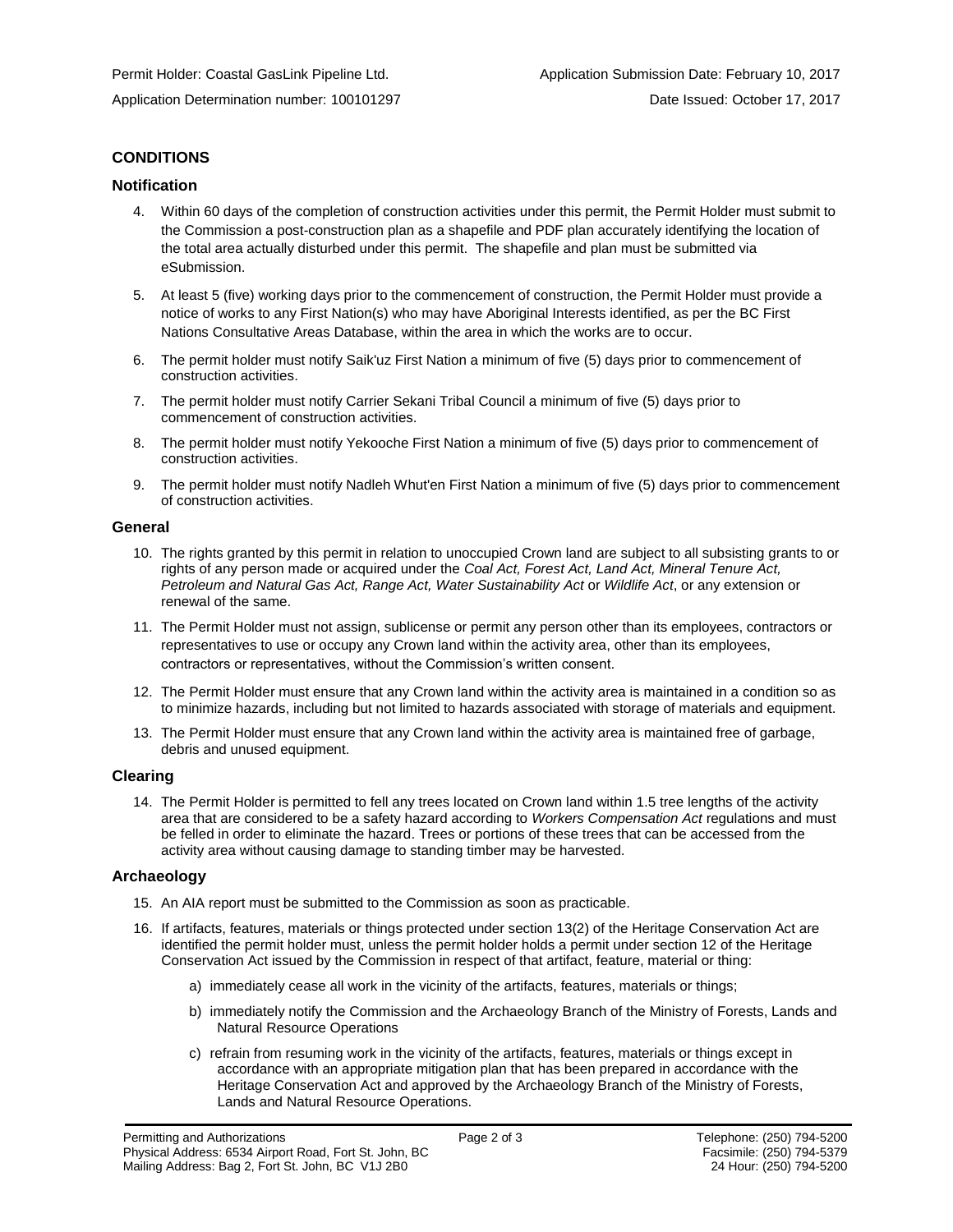Permit Holder: Coastal GasLink Pipeline Ltd.
Application Submission Date: February 10, 2017

Application Determination number: 100101297
Date Issued: October 17, 2017

## CONDITIONS

### Notification

4. Within 60 days of the completion of construction activities under this permit, the Permit Holder must submit to the Commission a post-construction plan as a shapefile and PDF plan accurately identifying the location of the total area actually disturbed under this permit. The shapefile and plan must be submitted via eSubmission.

5. At least 5 (five) working days prior to the commencement of construction, the Permit Holder must provide a notice of works to any First Nation(s) who may have Aboriginal Interests identified, as per the BC First Nations Consultative Areas Database, within the area in which the works are to occur.

6. The permit holder must notify Saik'uz First Nation a minimum of five (5) days prior to commencement of construction activities.

7. The permit holder must notify Carrier Sekani Tribal Council a minimum of five (5) days prior to commencement of construction activities.

8. The permit holder must notify Yekooche First Nation a minimum of five (5) days prior to commencement of construction activities.

9. The permit holder must notify Nadleh Whut'en First Nation a minimum of five (5) days prior to commencement of construction activities.

### General

10. The rights granted by this permit in relation to unoccupied Crown land are subject to all subsisting grants to or rights of any person made or acquired under the *Coal Act, Forest Act, Land Act, Mineral Tenure Act, Petroleum and Natural Gas Act, Range Act, Water Sustainability Act* or *Wildlife Act*, or any extension or renewal of the same.

11. The Permit Holder must not assign, sublicense or permit any person other than its employees, contractors or representatives to use or occupy any Crown land within the activity area, other than its employees, contractors or representatives, without the Commission's written consent.

12. The Permit Holder must ensure that any Crown land within the activity area is maintained in a condition so as to minimize hazards, including but not limited to hazards associated with storage of materials and equipment.

13. The Permit Holder must ensure that any Crown land within the activity area is maintained free of garbage, debris and unused equipment.

### Clearing

14. The Permit Holder is permitted to fell any trees located on Crown land within 1.5 tree lengths of the activity area that are considered to be a safety hazard according to *Workers Compensation Act* regulations and must be felled in order to eliminate the hazard. Trees or portions of these trees that can be accessed from the activity area without causing damage to standing timber may be harvested.

### Archaeology

15. An AIA report must be submitted to the Commission as soon as practicable.

16. If artifacts, features, materials or things protected under section 13(2) of the Heritage Conservation Act are identified the permit holder must, unless the permit holder holds a permit under section 12 of the Heritage Conservation Act issued by the Commission in respect of that artifact, feature, material or thing:

    a) immediately cease all work in the vicinity of the artifacts, features, materials or things;

    b) immediately notify the Commission and the Archaeology Branch of the Ministry of Forests, Lands and Natural Resource Operations

    c) refrain from resuming work in the vicinity of the artifacts, features, materials or things except in accordance with an appropriate mitigation plan that has been prepared in accordance with the Heritage Conservation Act and approved by the Archaeology Branch of the Ministry of Forests, Lands and Natural Resource Operations.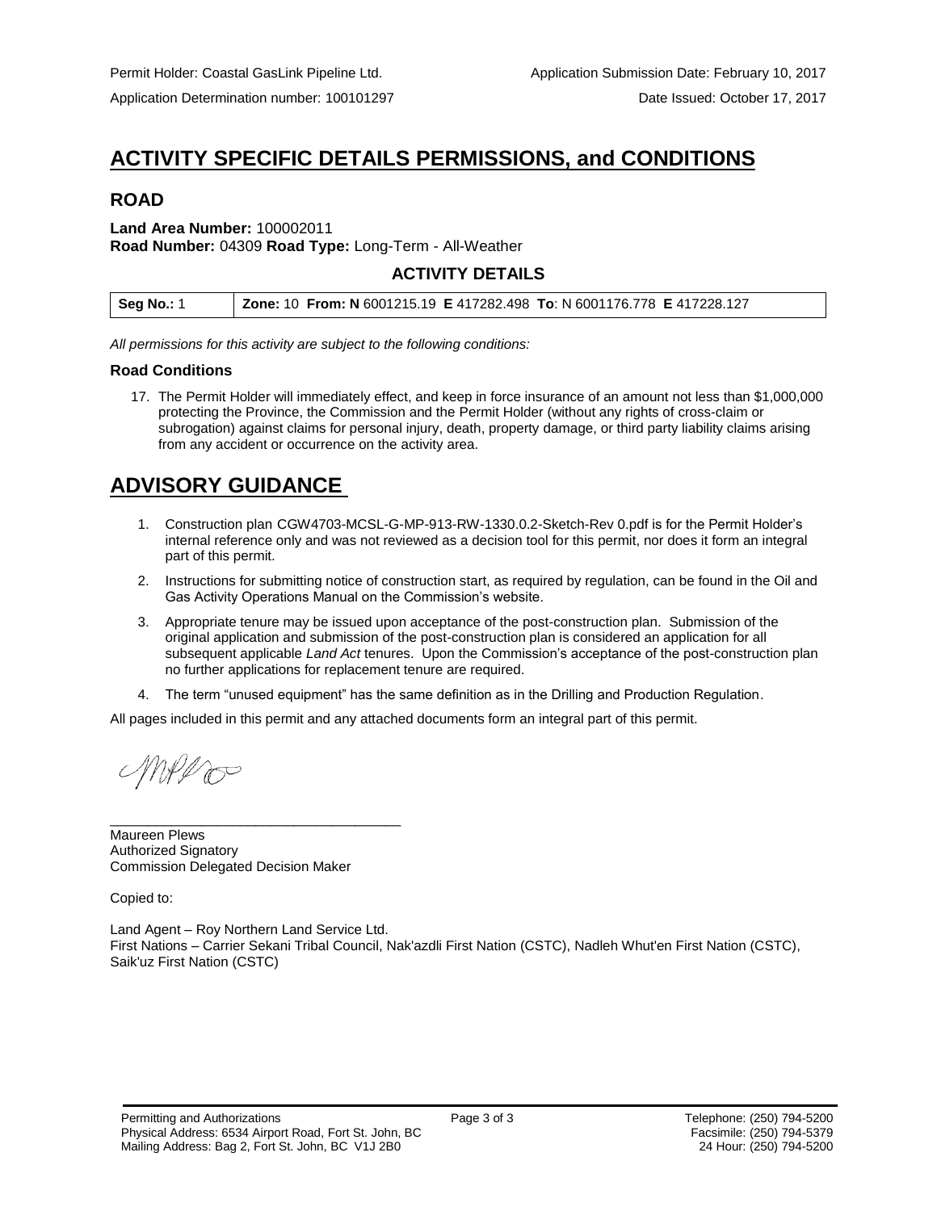Permit Holder: Coastal GasLink Pipeline Ltd.  Application Submission Date: February 10, 2017

Application Determination number: 100101297  Date Issued: October 17, 2017

# ACTIVITY SPECIFIC DETAILS PERMISSIONS, and CONDITIONS

## ROAD

**Land Area Number:** 100002011
**Road Number:** 04309 **Road Type:** Long-Term - All-Weather

### ACTIVITY DETAILS

| | |
|---|---|
| **Seg No.:** 1 | **Zone:** 10 **From: N** 6001215.19 **E** 417282.498 **To**: N 6001176.778 **E** 417228.127 |

*All permissions for this activity are subject to the following conditions:*

**Road Conditions**

17. The Permit Holder will immediately effect, and keep in force insurance of an amount not less than $1,000,000 protecting the Province, the Commission and the Permit Holder (without any rights of cross-claim or subrogation) against claims for personal injury, death, property damage, or third party liability claims arising from any accident or occurrence on the activity area.

# ADVISORY GUIDANCE

1. Construction plan CGW4703-MCSL-G-MP-913-RW-1330.0.2-Sketch-Rev 0.pdf is for the Permit Holder's internal reference only and was not reviewed as a decision tool for this permit, nor does it form an integral part of this permit.
2. Instructions for submitting notice of construction start, as required by regulation, can be found in the Oil and Gas Activity Operations Manual on the Commission's website.
3. Appropriate tenure may be issued upon acceptance of the post-construction plan. Submission of the original application and submission of the post-construction plan is considered an application for all subsequent applicable *Land Act* tenures. Upon the Commission's acceptance of the post-construction plan no further applications for replacement tenure are required.
4. The term "unused equipment" has the same definition as in the Drilling and Production Regulation.

All pages included in this permit and any attached documents form an integral part of this permit.

\_\_\_\_\_\_\_\_\_\_\_\_\_\_\_\_\_\_\_\_\_\_\_\_\_\_\_\_\_\_\_\_\_\_\_\_\_\_

Maureen Plews
Authorized Signatory
Commission Delegated Decision Maker

Copied to:

Land Agent – Roy Northern Land Service Ltd.
First Nations – Carrier Sekani Tribal Council, Nak'azdli First Nation (CSTC), Nadleh Whut'en First Nation (CSTC), Saik'uz First Nation (CSTC)

Permitting and Authorizations
Physical Address: 6534 Airport Road, Fort St. John, BC
Mailing Address: Bag 2, Fort St. John, BC V1J 2B0

Telephone: (250) 794-5200
Facsimile: (250) 794-5379
24 Hour: (250) 794-5200